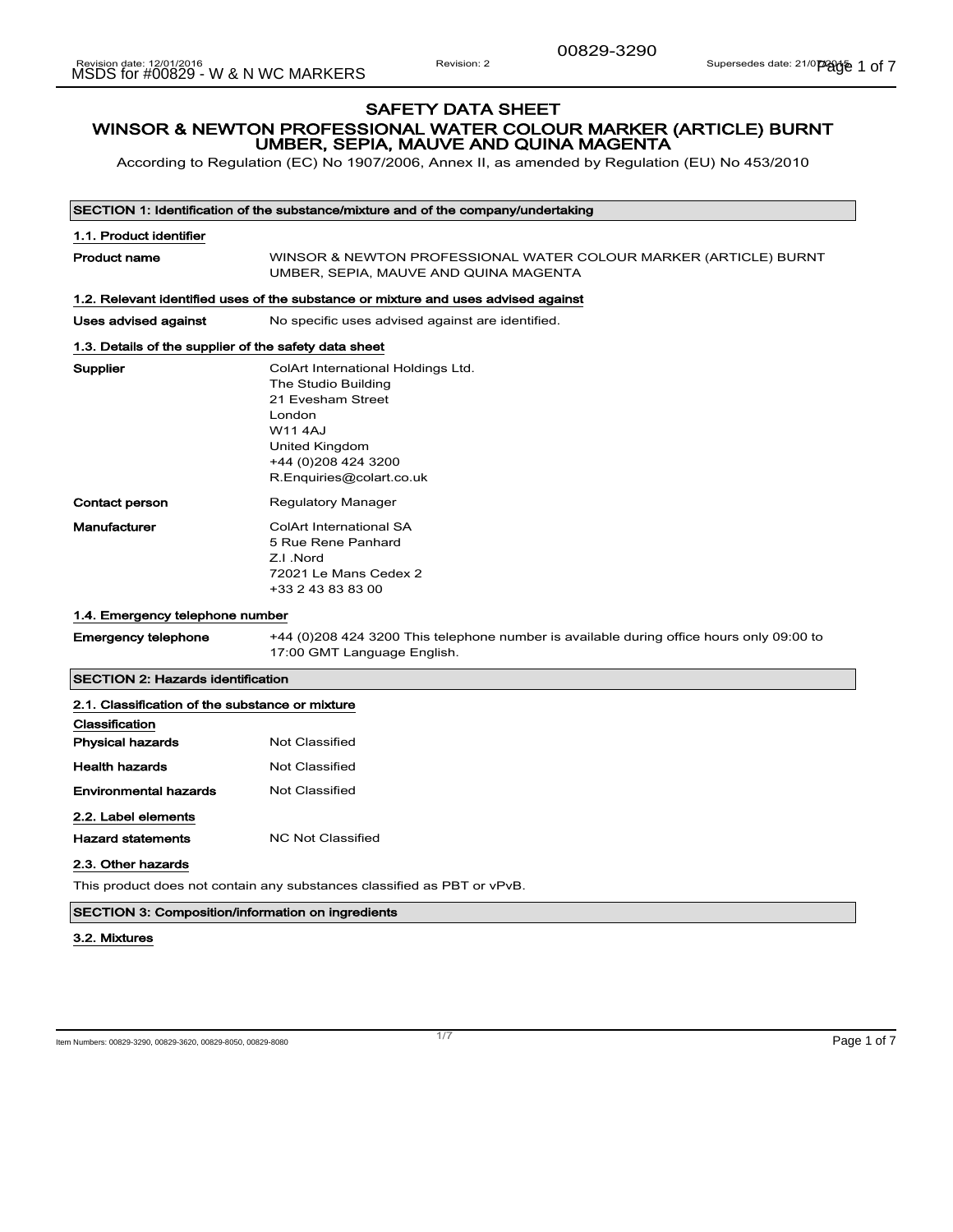# SAFETY DATA SHEET

## WINSOR & NEWTON PROFESSIONAL WATER COLOUR MARKER (ARTICLE) BURNT UMBER, SEPIA, MAUVE AND QUINA MAGENTA

According to Regulation (EC) No 1907/2006, Annex II, as amended by Regulation (EU) No 453/2010

## SECTION 1: Identification of the substance/mixture and of the company/undertaking

### 1.1. Product identifier

**Product name** WINSOR & NEWTON PROFESSIONAL WATER COLOUR MARKER (ARTICLE) BURNT UMBER, SEPIA, MAUVE AND QUINA MAGENTA

### 1.2. Relevant identified uses of the substance or mixture and uses advised against

**Uses advised against** No specific uses advised against are identified.

### 1.3. Details of the supplier of the safety data sheet

**Supplier**
ColArt International Holdings Ltd.
The Studio Building
21 Evesham Street
London
W11 4AJ
United Kingdom
+44 (0)208 424 3200
R.Enquiries@colart.co.uk

**Contact person** Regulatory Manager

**Manufacturer**
ColArt International SA
5 Rue Rene Panhard
Z.I .Nord
72021 Le Mans Cedex 2
+33 2 43 83 83 00

### 1.4. Emergency telephone number

**Emergency telephone** +44 (0)208 424 3200 This telephone number is available during office hours only 09:00 to 17:00 GMT Language English.

## SECTION 2: Hazards identification

### 2.1. Classification of the substance or mixture

**Classification**

**Physical hazards** Not Classified

**Health hazards** Not Classified

**Environmental hazards** Not Classified

### 2.2. Label elements

**Hazard statements** NC Not Classified

### 2.3. Other hazards

This product does not contain any substances classified as PBT or vPvB.

## SECTION 3: Composition/information on ingredients

### 3.2. Mixtures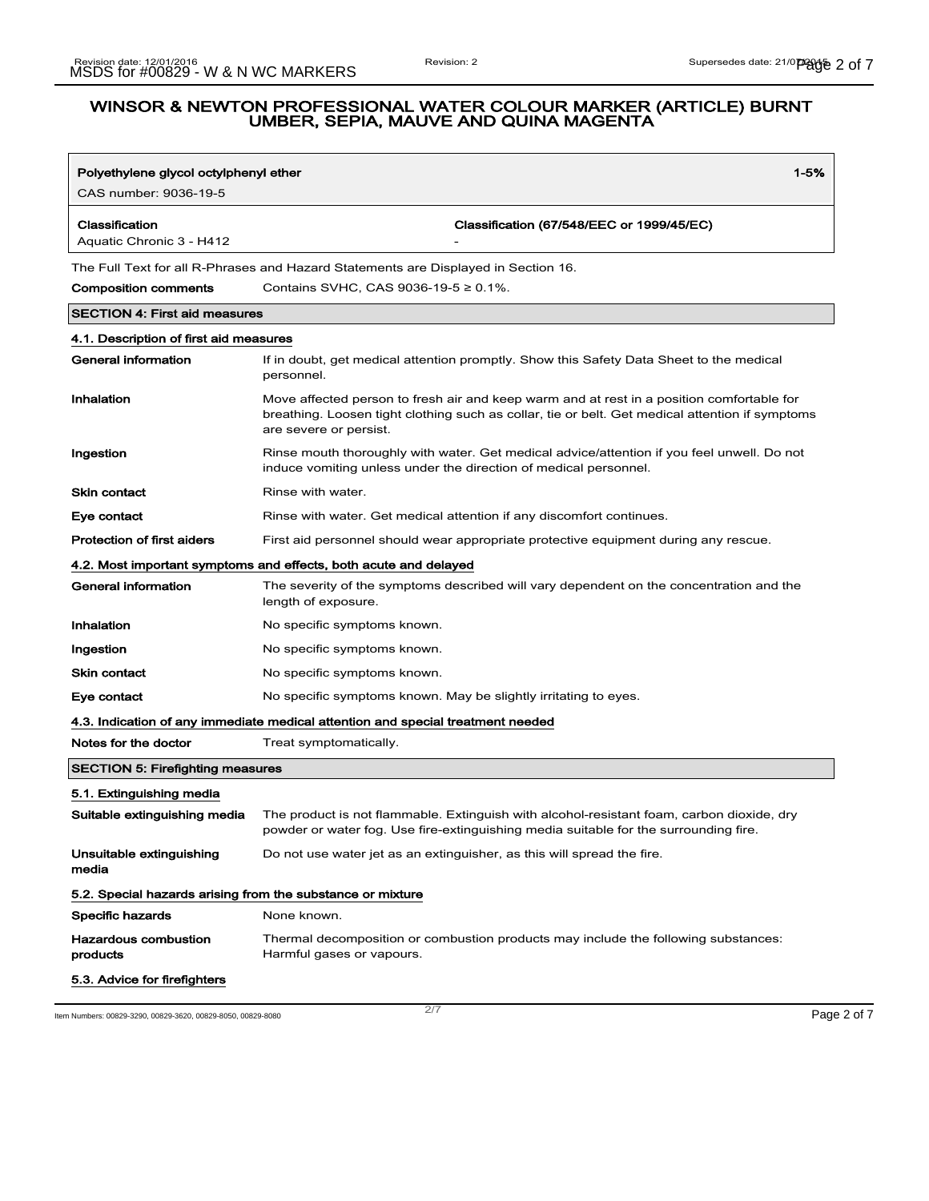| Polyethylene glycol octylphenyl ether | 1-5% |
| --- | --- |
| CAS number: 9036-19-5 | |
| **Classification** Aquatic Chronic 3 - H412 | **Classification (67/548/EEC or 1999/45/EC)** - |

The Full Text for all R-Phrases and Hazard Statements are Displayed in Section 16.

**Composition comments** Contains SVHC, CAS 9036-19-5 ≥ 0.1%.

## SECTION 4: First aid measures

### 4.1. Description of first aid measures

**General information** If in doubt, get medical attention promptly. Show this Safety Data Sheet to the medical personnel.

**Inhalation** Move affected person to fresh air and keep warm and at rest in a position comfortable for breathing. Loosen tight clothing such as collar, tie or belt. Get medical attention if symptoms are severe or persist.

**Ingestion** Rinse mouth thoroughly with water. Get medical advice/attention if you feel unwell. Do not induce vomiting unless under the direction of medical personnel.

**Skin contact** Rinse with water.

**Eye contact** Rinse with water. Get medical attention if any discomfort continues.

**Protection of first aiders** First aid personnel should wear appropriate protective equipment during any rescue.

### 4.2. Most important symptoms and effects, both acute and delayed

**General information** The severity of the symptoms described will vary dependent on the concentration and the length of exposure.

**Inhalation** No specific symptoms known.

**Ingestion** No specific symptoms known.

**Skin contact** No specific symptoms known.

**Eye contact** No specific symptoms known. May be slightly irritating to eyes.

### 4.3. Indication of any immediate medical attention and special treatment needed

**Notes for the doctor** Treat symptomatically.

## SECTION 5: Firefighting measures

### 5.1. Extinguishing media

**Suitable extinguishing media** The product is not flammable. Extinguish with alcohol-resistant foam, carbon dioxide, dry powder or water fog. Use fire-extinguishing media suitable for the surrounding fire.

**Unsuitable extinguishing media** Do not use water jet as an extinguisher, as this will spread the fire.

### 5.2. Special hazards arising from the substance or mixture

**Specific hazards** None known.

**Hazardous combustion products** Thermal decomposition or combustion products may include the following substances: Harmful gases or vapours.

### 5.3. Advice for firefighters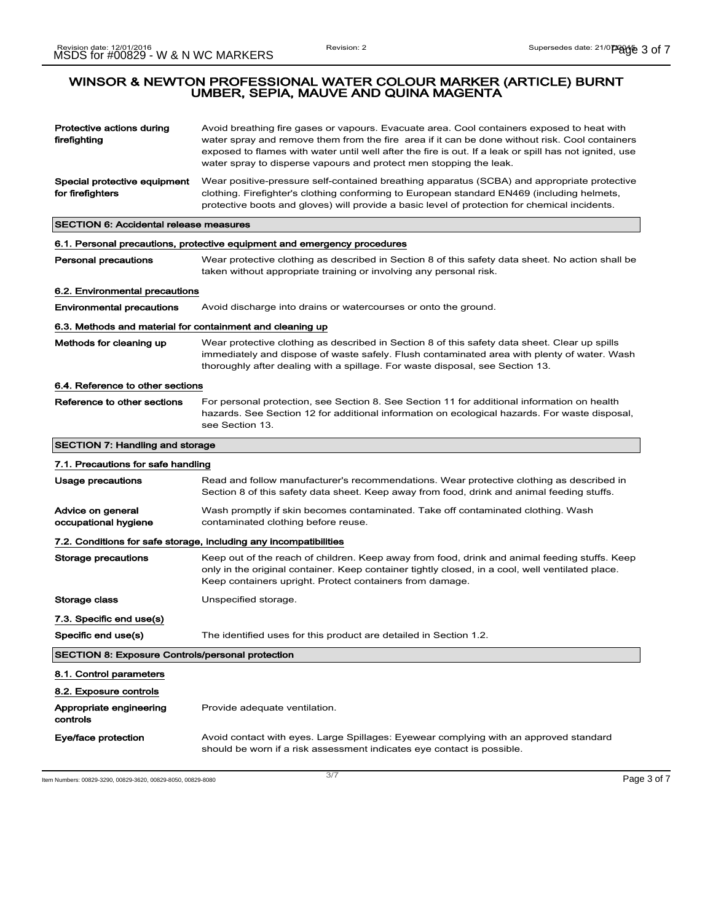# WINSOR & NEWTON PROFESSIONAL WATER COLOUR MARKER (ARTICLE) BURNT UMBER, SEPIA, MAUVE AND QUINA MAGENTA

**Protective actions during firefighting**
Avoid breathing fire gases or vapours. Evacuate area. Cool containers exposed to heat with water spray and remove them from the fire area if it can be done without risk. Cool containers exposed to flames with water until well after the fire is out. If a leak or spill has not ignited, use water spray to disperse vapours and protect men stopping the leak.

**Special protective equipment for firefighters**
Wear positive-pressure self-contained breathing apparatus (SCBA) and appropriate protective clothing. Firefighter's clothing conforming to European standard EN469 (including helmets, protective boots and gloves) will provide a basic level of protection for chemical incidents.

## SECTION 6: Accidental release measures

### 6.1. Personal precautions, protective equipment and emergency procedures

**Personal precautions**
Wear protective clothing as described in Section 8 of this safety data sheet. No action shall be taken without appropriate training or involving any personal risk.

### 6.2. Environmental precautions

**Environmental precautions**
Avoid discharge into drains or watercourses or onto the ground.

### 6.3. Methods and material for containment and cleaning up

**Methods for cleaning up**
Wear protective clothing as described in Section 8 of this safety data sheet. Clear up spills immediately and dispose of waste safely. Flush contaminated area with plenty of water. Wash thoroughly after dealing with a spillage. For waste disposal, see Section 13.

### 6.4. Reference to other sections

**Reference to other sections**
For personal protection, see Section 8. See Section 11 for additional information on health hazards. See Section 12 for additional information on ecological hazards. For waste disposal, see Section 13.

## SECTION 7: Handling and storage

### 7.1. Precautions for safe handling

**Usage precautions**
Read and follow manufacturer's recommendations. Wear protective clothing as described in Section 8 of this safety data sheet. Keep away from food, drink and animal feeding stuffs.

**Advice on general occupational hygiene**
Wash promptly if skin becomes contaminated. Take off contaminated clothing. Wash contaminated clothing before reuse.

### 7.2. Conditions for safe storage, including any incompatibilities

**Storage precautions**
Keep out of the reach of children. Keep away from food, drink and animal feeding stuffs. Keep only in the original container. Keep container tightly closed, in a cool, well ventilated place. Keep containers upright. Protect containers from damage.

**Storage class**
Unspecified storage.

### 7.3. Specific end use(s)

**Specific end use(s)**
The identified uses for this product are detailed in Section 1.2.

## SECTION 8: Exposure Controls/personal protection

### 8.1. Control parameters

### 8.2. Exposure controls

**Appropriate engineering controls**
Provide adequate ventilation.

**Eye/face protection**
Avoid contact with eyes. Large Spillages: Eyewear complying with an approved standard should be worn if a risk assessment indicates eye contact is possible.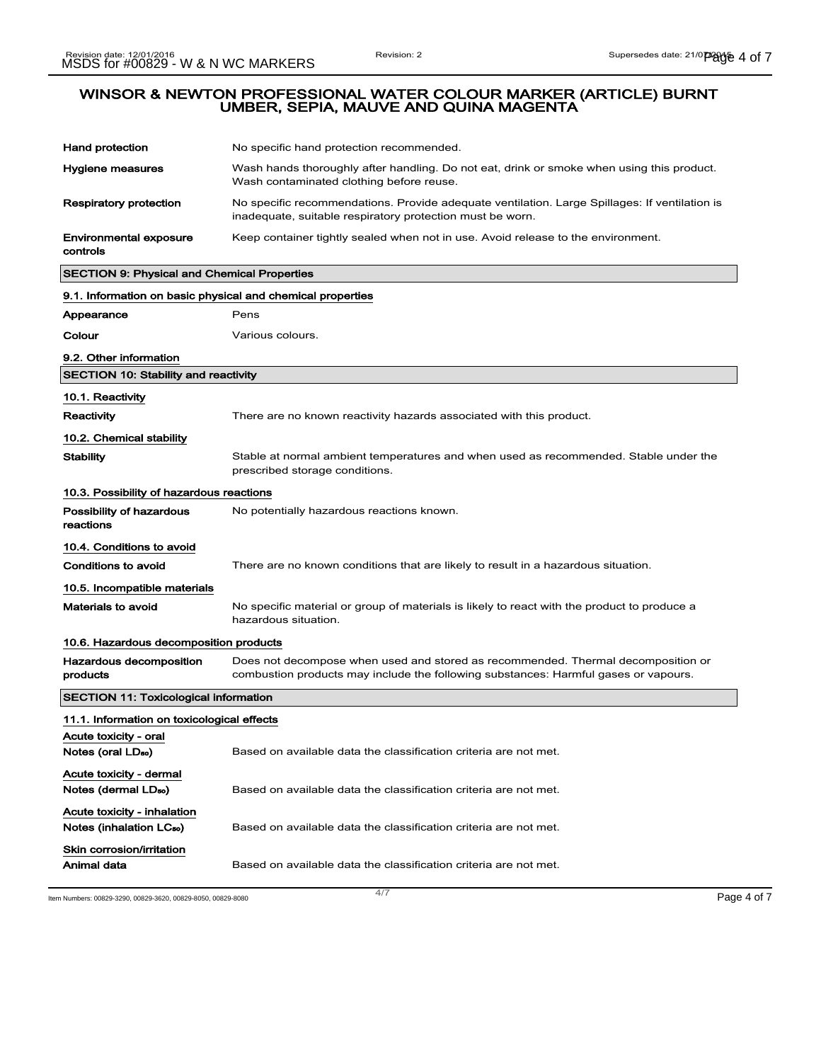# WINSOR & NEWTON PROFESSIONAL WATER COLOUR MARKER (ARTICLE) BURNT UMBER, SEPIA, MAUVE AND QUINA MAGENTA

**Hand protection** No specific hand protection recommended.

**Hygiene measures** Wash hands thoroughly after handling. Do not eat, drink or smoke when using this product. Wash contaminated clothing before reuse.

**Respiratory protection** No specific recommendations. Provide adequate ventilation. Large Spillages: If ventilation is inadequate, suitable respiratory protection must be worn.

**Environmental exposure controls** Keep container tightly sealed when not in use. Avoid release to the environment.

## SECTION 9: Physical and Chemical Properties

### 9.1. Information on basic physical and chemical properties

**Appearance** Pens

**Colour** Various colours.

### 9.2. Other information

## SECTION 10: Stability and reactivity

### 10.1. Reactivity

**Reactivity** There are no known reactivity hazards associated with this product.

### 10.2. Chemical stability

**Stability** Stable at normal ambient temperatures and when used as recommended. Stable under the prescribed storage conditions.

### 10.3. Possibility of hazardous reactions

**Possibility of hazardous reactions** No potentially hazardous reactions known.

### 10.4. Conditions to avoid

**Conditions to avoid** There are no known conditions that are likely to result in a hazardous situation.

### 10.5. Incompatible materials

**Materials to avoid** No specific material or group of materials is likely to react with the product to produce a hazardous situation.

### 10.6. Hazardous decomposition products

**Hazardous decomposition products** Does not decompose when used and stored as recommended. Thermal decomposition or combustion products may include the following substances: Harmful gases or vapours.

## SECTION 11: Toxicological information

### 11.1. Information on toxicological effects

**Acute toxicity - oral**

**Notes (oral $LD_{50}$)** Based on available data the classification criteria are not met.

**Acute toxicity - dermal**

**Notes (dermal $LD_{50}$)** Based on available data the classification criteria are not met.

**Acute toxicity - inhalation**

**Notes (inhalation $LC_{50}$)** Based on available data the classification criteria are not met.

**Skin corrosion/irritation**

**Animal data** Based on available data the classification criteria are not met.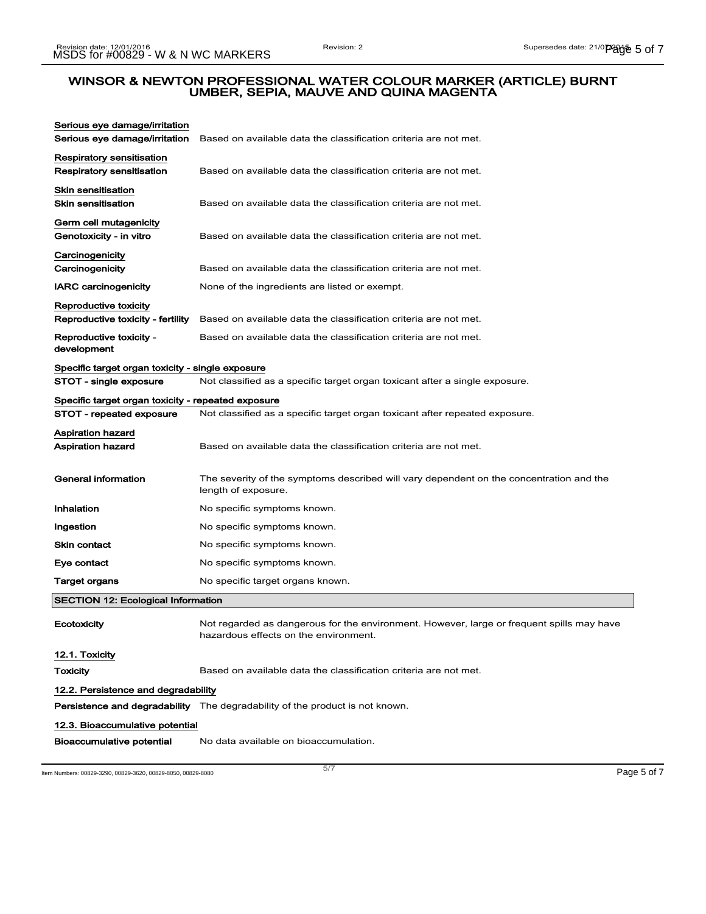# WINSOR & NEWTON PROFESSIONAL WATER COLOUR MARKER (ARTICLE) BURNT UMBER, SEPIA, MAUVE AND QUINA MAGENTA

**Serious eye damage/irritation**

| | |
|---|---|
| **Serious eye damage/irritation** | Based on available data the classification criteria are not met. |

**Respiratory sensitisation**

| | |
|---|---|
| **Respiratory sensitisation** | Based on available data the classification criteria are not met. |

**Skin sensitisation**

| | |
|---|---|
| **Skin sensitisation** | Based on available data the classification criteria are not met. |

**Germ cell mutagenicity**

| | |
|---|---|
| **Genotoxicity - in vitro** | Based on available data the classification criteria are not met. |

**Carcinogenicity**

| | |
|---|---|
| **Carcinogenicity** | Based on available data the classification criteria are not met. |
| **IARC carcinogenicity** | None of the ingredients are listed or exempt. |

**Reproductive toxicity**

| | |
|---|---|
| **Reproductive toxicity - fertility** | Based on available data the classification criteria are not met. |
| **Reproductive toxicity - development** | Based on available data the classification criteria are not met. |

**Specific target organ toxicity - single exposure**

| | |
|---|---|
| **STOT - single exposure** | Not classified as a specific target organ toxicant after a single exposure. |

**Specific target organ toxicity - repeated exposure**

| | |
|---|---|
| **STOT - repeated exposure** | Not classified as a specific target organ toxicant after repeated exposure. |

**Aspiration hazard**

| | |
|---|---|
| **Aspiration hazard** | Based on available data the classification criteria are not met. |
| **General information** | The severity of the symptoms described will vary dependent on the concentration and the length of exposure. |
| **Inhalation** | No specific symptoms known. |
| **Ingestion** | No specific symptoms known. |
| **Skin contact** | No specific symptoms known. |
| **Eye contact** | No specific symptoms known. |
| **Target organs** | No specific target organs known. |

## SECTION 12: Ecological Information

| | |
|---|---|
| **Ecotoxicity** | Not regarded as dangerous for the environment. However, large or frequent spills may have hazardous effects on the environment. |

**12.1. Toxicity**

| | |
|---|---|
| **Toxicity** | Based on available data the classification criteria are not met. |

**12.2. Persistence and degradability**

| | |
|---|---|
| **Persistence and degradability** | The degradability of the product is not known. |

**12.3. Bioaccumulative potential**

| | |
|---|---|
| **Bioaccumulative potential** | No data available on bioaccumulation. |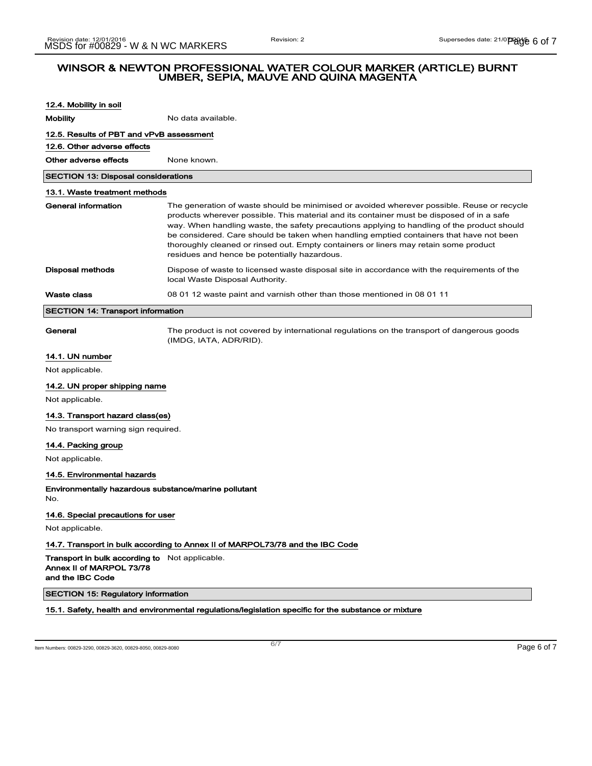# WINSOR & NEWTON PROFESSIONAL WATER COLOUR MARKER (ARTICLE) BURNT UMBER, SEPIA, MAUVE AND QUINA MAGENTA

### 12.4. Mobility in soil

**Mobility** No data available.

### 12.5. Results of PBT and vPvB assessment

### 12.6. Other adverse effects

**Other adverse effects** None known.

## SECTION 13: Disposal considerations

### 13.1. Waste treatment methods

**General information** The generation of waste should be minimised or avoided wherever possible. Reuse or recycle products wherever possible. This material and its container must be disposed of in a safe way. When handling waste, the safety precautions applying to handling of the product should be considered. Care should be taken when handling emptied containers that have not been thoroughly cleaned or rinsed out. Empty containers or liners may retain some product residues and hence be potentially hazardous.

**Disposal methods** Dispose of waste to licensed waste disposal site in accordance with the requirements of the local Waste Disposal Authority.

**Waste class** 08 01 12 waste paint and varnish other than those mentioned in 08 01 11

## SECTION 14: Transport information

**General** The product is not covered by international regulations on the transport of dangerous goods (IMDG, IATA, ADR/RID).

### 14.1. UN number

Not applicable.

### 14.2. UN proper shipping name

Not applicable.

### 14.3. Transport hazard class(es)

No transport warning sign required.

### 14.4. Packing group

Not applicable.

### 14.5. Environmental hazards

**Environmentally hazardous substance/marine pollutant**
No.

### 14.6. Special precautions for user

Not applicable.

### 14.7. Transport in bulk according to Annex II of MARPOL73/78 and the IBC Code

**Transport in bulk according to Annex II of MARPOL 73/78 and the IBC Code** Not applicable.

## SECTION 15: Regulatory information

### 15.1. Safety, health and environmental regulations/legislation specific for the substance or mixture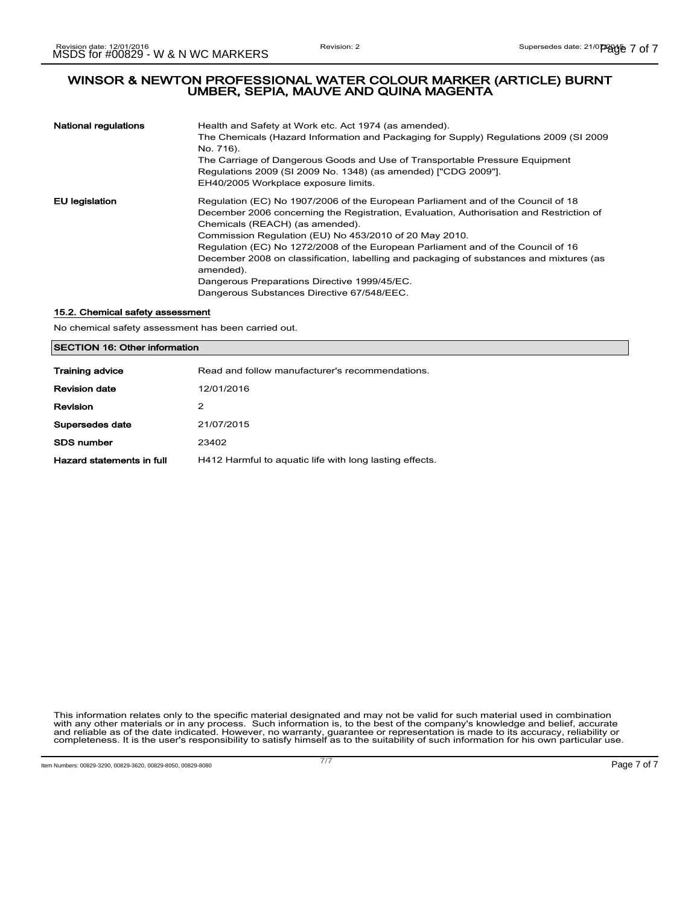# WINSOR & NEWTON PROFESSIONAL WATER COLOUR MARKER (ARTICLE) BURNT UMBER, SEPIA, MAUVE AND QUINA MAGENTA

| | |
|---|---|
| **National regulations** | Health and Safety at Work etc. Act 1974 (as amended).<br>The Chemicals (Hazard Information and Packaging for Supply) Regulations 2009 (SI 2009 No. 716).<br>The Carriage of Dangerous Goods and Use of Transportable Pressure Equipment Regulations 2009 (SI 2009 No. 1348) (as amended) ["CDG 2009"].<br>EH40/2005 Workplace exposure limits. |
| **EU legislation** | Regulation (EC) No 1907/2006 of the European Parliament and of the Council of 18 December 2006 concerning the Registration, Evaluation, Authorisation and Restriction of Chemicals (REACH) (as amended).<br>Commission Regulation (EU) No 453/2010 of 20 May 2010.<br>Regulation (EC) No 1272/2008 of the European Parliament and of the Council of 16 December 2008 on classification, labelling and packaging of substances and mixtures (as amended).<br>Dangerous Preparations Directive 1999/45/EC.<br>Dangerous Substances Directive 67/548/EEC. |

### 15.2. Chemical safety assessment

No chemical safety assessment has been carried out.

## SECTION 16: Other information

| | |
|---|---|
| **Training advice** | Read and follow manufacturer's recommendations. |
| **Revision date** | 12/01/2016 |
| **Revision** | 2 |
| **Supersedes date** | 21/07/2015 |
| **SDS number** | 23402 |
| **Hazard statements in full** | H412 Harmful to aquatic life with long lasting effects. |

This information relates only to the specific material designated and may not be valid for such material used in combination with any other materials or in any process. Such information is, to the best of the company's knowledge and belief, accurate and reliable as of the date indicated. However, no warranty, guarantee or representation is made to its accuracy, reliability or completeness. It is the user's responsibility to satisfy himself as to the suitability of such information for his own particular use.

Item Numbers: 00829-3290, 00829-3620, 00829-8050, 00829-8080